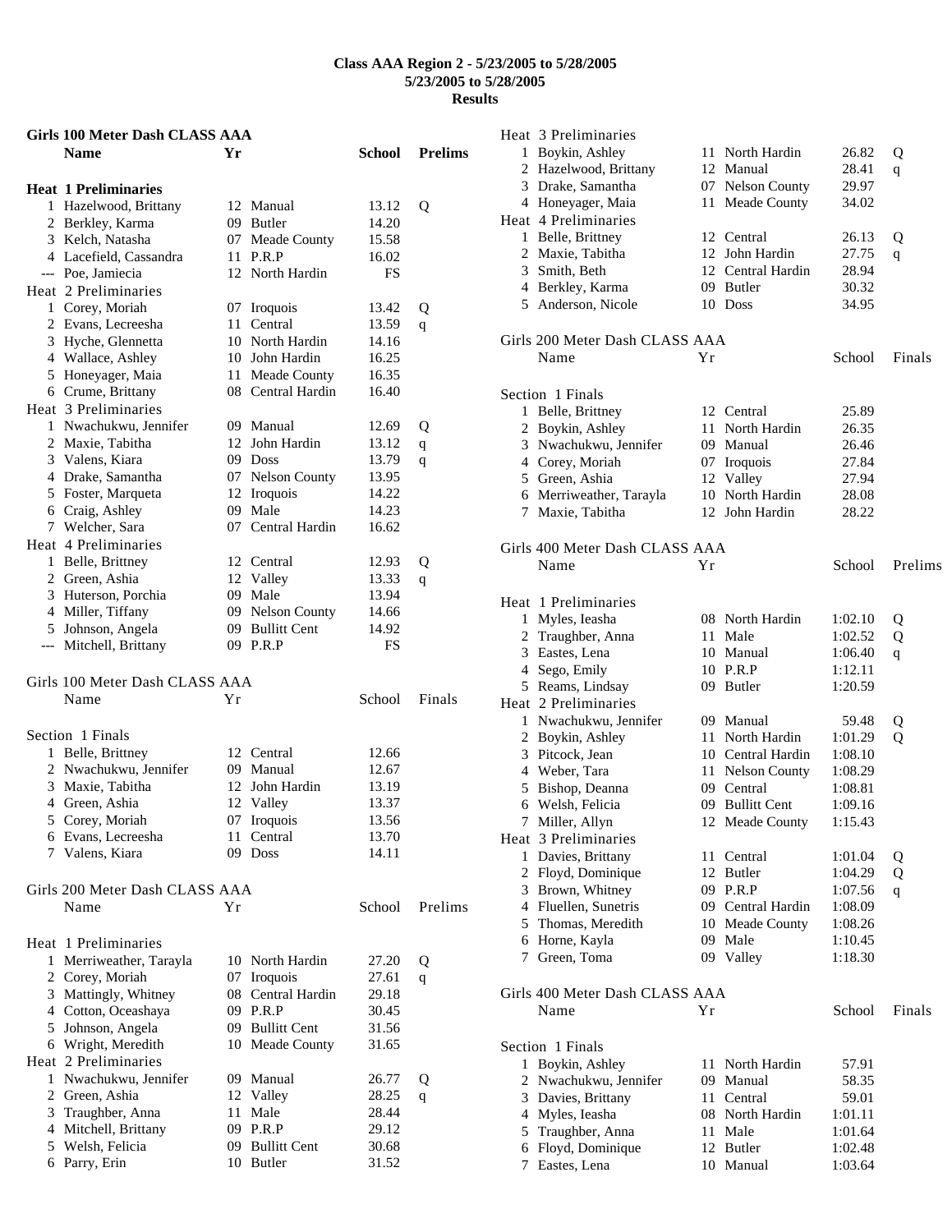# Class AAA Region 2 - 5/23/2005 to 5/28/2005

**5/23/2005 to 5/28/2005**

**Results**

## Girls 100 Meter Dash CLASS AAA

| | Name | Yr | School | Prelims | |
|---|---|---|---|---|---|
| **Heat 1 Preliminaries** | | | | | |
| 1 | Hazelwood, Brittany | 12 | Manual | 13.12 | Q |
| 2 | Berkley, Karma | 09 | Butler | 14.20 | |
| 3 | Kelch, Natasha | 07 | Meade County | 15.58 | |
| 4 | Lacefield, Cassandra | 11 | P.R.P | 16.02 | |
| --- | Poe, Jamiecia | 12 | North Hardin | FS | |
| **Heat 2 Preliminaries** | | | | | |
| 1 | Corey, Moriah | 07 | Iroquois | 13.42 | Q |
| 2 | Evans, Lecreesha | 11 | Central | 13.59 | q |
| 3 | Hyche, Glennetta | 10 | North Hardin | 14.16 | |
| 4 | Wallace, Ashley | 10 | John Hardin | 16.25 | |
| 5 | Honeyager, Maia | 11 | Meade County | 16.35 | |
| 6 | Crume, Brittany | 08 | Central Hardin | 16.40 | |
| **Heat 3 Preliminaries** | | | | | |
| 1 | Nwachukwu, Jennifer | 09 | Manual | 12.69 | Q |
| 2 | Maxie, Tabitha | 12 | John Hardin | 13.12 | q |
| 3 | Valens, Kiara | 09 | Doss | 13.79 | q |
| 4 | Drake, Samantha | 07 | Nelson County | 13.95 | |
| 5 | Foster, Marqueta | 12 | Iroquois | 14.22 | |
| 6 | Craig, Ashley | 09 | Male | 14.23 | |
| 7 | Welcher, Sara | 07 | Central Hardin | 16.62 | |
| **Heat 4 Preliminaries** | | | | | |
| 1 | Belle, Brittney | 12 | Central | 12.93 | Q |
| 2 | Green, Ashia | 12 | Valley | 13.33 | q |
| 3 | Huterson, Porchia | 09 | Male | 13.94 | |
| 4 | Miller, Tiffany | 09 | Nelson County | 14.66 | |
| 5 | Johnson, Angela | 09 | Bullitt Cent | 14.92 | |
| --- | Mitchell, Brittany | 09 | P.R.P | FS | |

## Girls 100 Meter Dash CLASS AAA

| | Name | Yr | School | Finals |
|---|---|---|---|---|
| **Section 1 Finals** | | | | |
| 1 | Belle, Brittney | 12 | Central | 12.66 |
| 2 | Nwachukwu, Jennifer | 09 | Manual | 12.67 |
| 3 | Maxie, Tabitha | 12 | John Hardin | 13.19 |
| 4 | Green, Ashia | 12 | Valley | 13.37 |
| 5 | Corey, Moriah | 07 | Iroquois | 13.56 |
| 6 | Evans, Lecreesha | 11 | Central | 13.70 |
| 7 | Valens, Kiara | 09 | Doss | 14.11 |

## Girls 200 Meter Dash CLASS AAA

| | Name | Yr | School | Prelims | |
|---|---|---|---|---|---|
| **Heat 1 Preliminaries** | | | | | |
| 1 | Merriweather, Tarayla | 10 | North Hardin | 27.20 | Q |
| 2 | Corey, Moriah | 07 | Iroquois | 27.61 | q |
| 3 | Mattingly, Whitney | 08 | Central Hardin | 29.18 | |
| 4 | Cotton, Oceashaya | 09 | P.R.P | 30.45 | |
| 5 | Johnson, Angela | 09 | Bullitt Cent | 31.56 | |
| 6 | Wright, Meredith | 10 | Meade County | 31.65 | |
| **Heat 2 Preliminaries** | | | | | |
| 1 | Nwachukwu, Jennifer | 09 | Manual | 26.77 | Q |
| 2 | Green, Ashia | 12 | Valley | 28.25 | q |
| 3 | Traughber, Anna | 11 | Male | 28.44 | |
| 4 | Mitchell, Brittany | 09 | P.R.P | 29.12 | |
| 5 | Welsh, Felicia | 09 | Bullitt Cent | 30.68 | |
| 6 | Parry, Erin | 10 | Butler | 31.52 | |
| **Heat 3 Preliminaries** | | | | | |
| 1 | Boykin, Ashley | 11 | North Hardin | 26.82 | Q |
| 2 | Hazelwood, Brittany | 12 | Manual | 28.41 | q |
| 3 | Drake, Samantha | 07 | Nelson County | 29.97 | |
| 4 | Honeyager, Maia | 11 | Meade County | 34.02 | |
| **Heat 4 Preliminaries** | | | | | |
| 1 | Belle, Brittney | 12 | Central | 26.13 | Q |
| 2 | Maxie, Tabitha | 12 | John Hardin | 27.75 | q |
| 3 | Smith, Beth | 12 | Central Hardin | 28.94 | |
| 4 | Berkley, Karma | 09 | Butler | 30.32 | |
| 5 | Anderson, Nicole | 10 | Doss | 34.95 | |

## Girls 200 Meter Dash CLASS AAA

| | Name | Yr | School | Finals |
|---|---|---|---|---|
| **Section 1 Finals** | | | | |
| 1 | Belle, Brittney | 12 | Central | 25.89 |
| 2 | Boykin, Ashley | 11 | North Hardin | 26.35 |
| 3 | Nwachukwu, Jennifer | 09 | Manual | 26.46 |
| 4 | Corey, Moriah | 07 | Iroquois | 27.84 |
| 5 | Green, Ashia | 12 | Valley | 27.94 |
| 6 | Merriweather, Tarayla | 10 | North Hardin | 28.08 |
| 7 | Maxie, Tabitha | 12 | John Hardin | 28.22 |

## Girls 400 Meter Dash CLASS AAA

| | Name | Yr | School | Prelims | |
|---|---|---|---|---|---|
| **Heat 1 Preliminaries** | | | | | |
| 1 | Myles, Ieasha | 08 | North Hardin | 1:02.10 | Q |
| 2 | Traughber, Anna | 11 | Male | 1:02.52 | Q |
| 3 | Eastes, Lena | 10 | Manual | 1:06.40 | q |
| 4 | Sego, Emily | 10 | P.R.P | 1:12.11 | |
| 5 | Reams, Lindsay | 09 | Butler | 1:20.59 | |
| **Heat 2 Preliminaries** | | | | | |
| 1 | Nwachukwu, Jennifer | 09 | Manual | 59.48 | Q |
| 2 | Boykin, Ashley | 11 | North Hardin | 1:01.29 | Q |
| 3 | Pitcock, Jean | 10 | Central Hardin | 1:08.10 | |
| 4 | Weber, Tara | 11 | Nelson County | 1:08.29 | |
| 5 | Bishop, Deanna | 09 | Central | 1:08.81 | |
| 6 | Welsh, Felicia | 09 | Bullitt Cent | 1:09.16 | |
| 7 | Miller, Allyn | 12 | Meade County | 1:15.43 | |
| **Heat 3 Preliminaries** | | | | | |
| 1 | Davies, Brittany | 11 | Central | 1:01.04 | Q |
| 2 | Floyd, Dominique | 12 | Butler | 1:04.29 | Q |
| 3 | Brown, Whitney | 09 | P.R.P | 1:07.56 | q |
| 4 | Fluellen, Sunetris | 09 | Central Hardin | 1:08.09 | |
| 5 | Thomas, Meredith | 10 | Meade County | 1:08.26 | |
| 6 | Horne, Kayla | 09 | Male | 1:10.45 | |
| 7 | Green, Toma | 09 | Valley | 1:18.30 | |

## Girls 400 Meter Dash CLASS AAA

| | Name | Yr | School | Finals |
|---|---|---|---|---|
| **Section 1 Finals** | | | | |
| 1 | Boykin, Ashley | 11 | North Hardin | 57.91 |
| 2 | Nwachukwu, Jennifer | 09 | Manual | 58.35 |
| 3 | Davies, Brittany | 11 | Central | 59.01 |
| 4 | Myles, Ieasha | 08 | North Hardin | 1:01.11 |
| 5 | Traughber, Anna | 11 | Male | 1:01.64 |
| 6 | Floyd, Dominique | 12 | Butler | 1:02.48 |
| 7 | Eastes, Lena | 10 | Manual | 1:03.64 |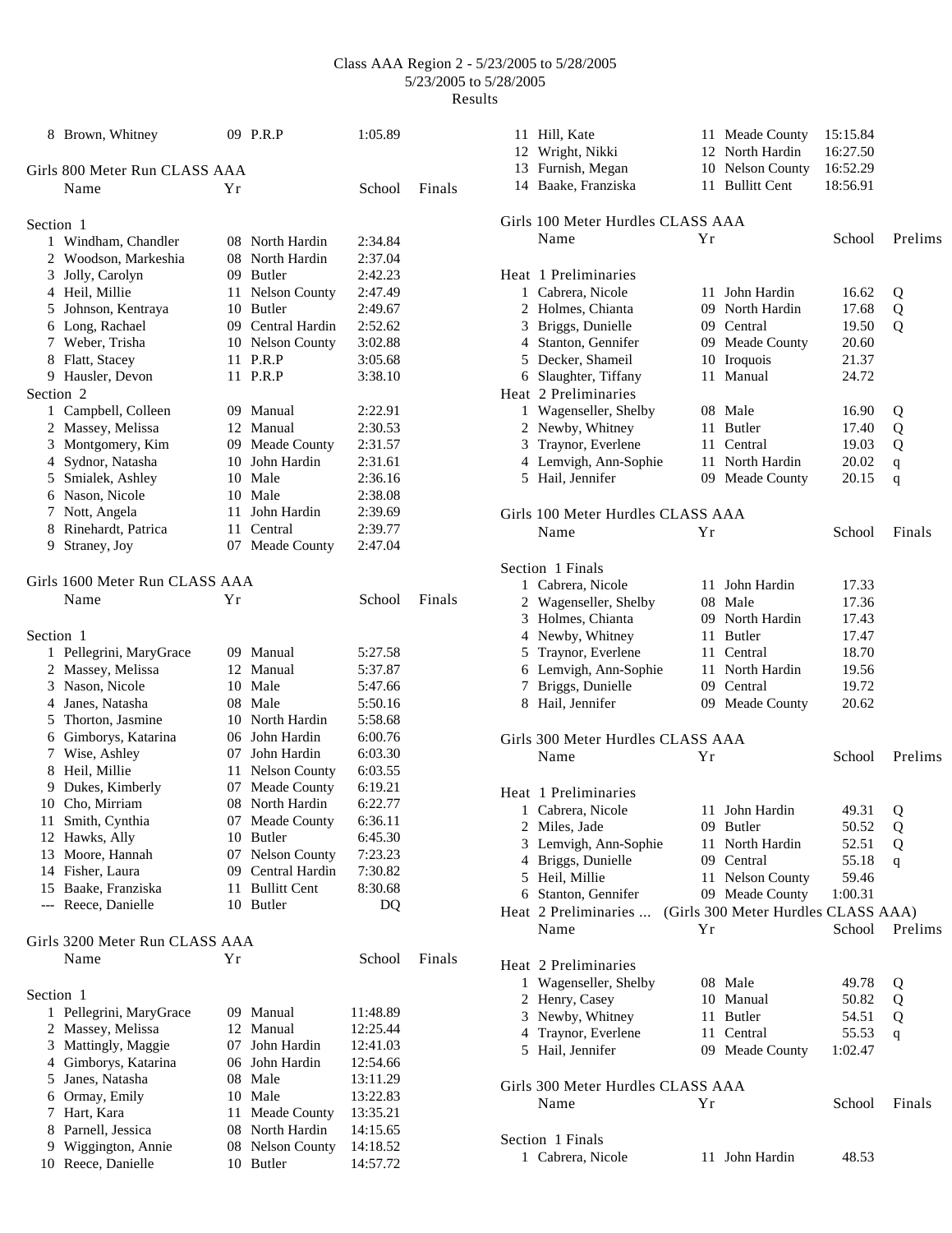# Class AAA Region 2 - 5/23/2005 to 5/28/2005

5/23/2005 to 5/28/2005

Results

| | Name | Yr | School | Finals |
|---|---|---|---|---|
| 8 | Brown, Whitney | 09 | P.R.P | 1:05.89 |

## Girls 800 Meter Run CLASS AAA

| | Name | Yr | School | Finals |
|---|---|---|---|---|
| **Section 1** | | | | |
| 1 | Windham, Chandler | 08 | North Hardin | 2:34.84 |
| 2 | Woodson, Markeshia | 08 | North Hardin | 2:37.04 |
| 3 | Jolly, Carolyn | 09 | Butler | 2:42.23 |
| 4 | Heil, Millie | 11 | Nelson County | 2:47.49 |
| 5 | Johnson, Kentraya | 10 | Butler | 2:49.67 |
| 6 | Long, Rachael | 09 | Central Hardin | 2:52.62 |
| 7 | Weber, Trisha | 10 | Nelson County | 3:02.88 |
| 8 | Flatt, Stacey | 11 | P.R.P | 3:05.68 |
| 9 | Hausler, Devon | 11 | P.R.P | 3:38.10 |
| **Section 2** | | | | |
| 1 | Campbell, Colleen | 09 | Manual | 2:22.91 |
| 2 | Massey, Melissa | 12 | Manual | 2:30.53 |
| 3 | Montgomery, Kim | 09 | Meade County | 2:31.57 |
| 4 | Sydnor, Natasha | 10 | John Hardin | 2:31.61 |
| 5 | Smialek, Ashley | 10 | Male | 2:36.16 |
| 6 | Nason, Nicole | 10 | Male | 2:38.08 |
| 7 | Nott, Angela | 11 | John Hardin | 2:39.69 |
| 8 | Rinehardt, Patrica | 11 | Central | 2:39.77 |
| 9 | Straney, Joy | 07 | Meade County | 2:47.04 |

## Girls 1600 Meter Run CLASS AAA

| | Name | Yr | School | Finals |
|---|---|---|---|---|
| **Section 1** | | | | |
| 1 | Pellegrini, MaryGrace | 09 | Manual | 5:27.58 |
| 2 | Massey, Melissa | 12 | Manual | 5:37.87 |
| 3 | Nason, Nicole | 10 | Male | 5:47.66 |
| 4 | Janes, Natasha | 08 | Male | 5:50.16 |
| 5 | Thorton, Jasmine | 10 | North Hardin | 5:58.68 |
| 6 | Gimborys, Katarina | 06 | John Hardin | 6:00.76 |
| 7 | Wise, Ashley | 07 | John Hardin | 6:03.30 |
| 8 | Heil, Millie | 11 | Nelson County | 6:03.55 |
| 9 | Dukes, Kimberly | 07 | Meade County | 6:19.21 |
| 10 | Cho, Mirriam | 08 | North Hardin | 6:22.77 |
| 11 | Smith, Cynthia | 07 | Meade County | 6:36.11 |
| 12 | Hawks, Ally | 10 | Butler | 6:45.30 |
| 13 | Moore, Hannah | 07 | Nelson County | 7:23.23 |
| 14 | Fisher, Laura | 09 | Central Hardin | 7:30.82 |
| 15 | Baake, Franziska | 11 | Bullitt Cent | 8:30.68 |
| --- | Reece, Danielle | 10 | Butler | DQ |

## Girls 3200 Meter Run CLASS AAA

| | Name | Yr | School | Finals |
|---|---|---|---|---|
| **Section 1** | | | | |
| 1 | Pellegrini, MaryGrace | 09 | Manual | 11:48.89 |
| 2 | Massey, Melissa | 12 | Manual | 12:25.44 |
| 3 | Mattingly, Maggie | 07 | John Hardin | 12:41.03 |
| 4 | Gimborys, Katarina | 06 | John Hardin | 12:54.66 |
| 5 | Janes, Natasha | 08 | Male | 13:11.29 |
| 6 | Ormay, Emily | 10 | Male | 13:22.83 |
| 7 | Hart, Kara | 11 | Meade County | 13:35.21 |
| 8 | Parnell, Jessica | 08 | North Hardin | 14:15.65 |
| 9 | Wiggington, Annie | 08 | Nelson County | 14:18.52 |
| 10 | Reece, Danielle | 10 | Butler | 14:57.72 |
| 11 | Hill, Kate | 11 | Meade County | 15:15.84 |
| 12 | Wright, Nikki | 12 | North Hardin | 16:27.50 |
| 13 | Furnish, Megan | 10 | Nelson County | 16:52.29 |
| 14 | Baake, Franziska | 11 | Bullitt Cent | 18:56.91 |

## Girls 100 Meter Hurdles CLASS AAA

| | Name | Yr | School | Prelims | |
|---|---|---|---|---|---|
| **Heat 1 Preliminaries** | | | | | |
| 1 | Cabrera, Nicole | 11 | John Hardin | 16.62 | Q |
| 2 | Holmes, Chianta | 09 | North Hardin | 17.68 | Q |
| 3 | Briggs, Dunielle | 09 | Central | 19.50 | Q |
| 4 | Stanton, Gennifer | 09 | Meade County | 20.60 | |
| 5 | Decker, Shameil | 10 | Iroquois | 21.37 | |
| 6 | Slaughter, Tiffany | 11 | Manual | 24.72 | |
| **Heat 2 Preliminaries** | | | | | |
| 1 | Wagenseller, Shelby | 08 | Male | 16.90 | Q |
| 2 | Newby, Whitney | 11 | Butler | 17.40 | Q |
| 3 | Traynor, Everlene | 11 | Central | 19.03 | Q |
| 4 | Lemvigh, Ann-Sophie | 11 | North Hardin | 20.02 | q |
| 5 | Hail, Jennifer | 09 | Meade County | 20.15 | q |

## Girls 100 Meter Hurdles CLASS AAA

| | Name | Yr | School | Finals |
|---|---|---|---|---|
| **Section 1 Finals** | | | | |
| 1 | Cabrera, Nicole | 11 | John Hardin | 17.33 |
| 2 | Wagenseller, Shelby | 08 | Male | 17.36 |
| 3 | Holmes, Chianta | 09 | North Hardin | 17.43 |
| 4 | Newby, Whitney | 11 | Butler | 17.47 |
| 5 | Traynor, Everlene | 11 | Central | 18.70 |
| 6 | Lemvigh, Ann-Sophie | 11 | North Hardin | 19.56 |
| 7 | Briggs, Dunielle | 09 | Central | 19.72 |
| 8 | Hail, Jennifer | 09 | Meade County | 20.62 |

## Girls 300 Meter Hurdles CLASS AAA

| | Name | Yr | School | Prelims | |
|---|---|---|---|---|---|
| **Heat 1 Preliminaries** | | | | | |
| 1 | Cabrera, Nicole | 11 | John Hardin | 49.31 | Q |
| 2 | Miles, Jade | 09 | Butler | 50.52 | Q |
| 3 | Lemvigh, Ann-Sophie | 11 | North Hardin | 52.51 | Q |
| 4 | Briggs, Dunielle | 09 | Central | 55.18 | q |
| 5 | Heil, Millie | 11 | Nelson County | 59.46 | |
| 6 | Stanton, Gennifer | 09 | Meade County | 1:00.31 | |
| **Heat 2 Preliminaries** | | | | | |
| 1 | Wagenseller, Shelby | 08 | Male | 49.78 | Q |
| 2 | Henry, Casey | 10 | Manual | 50.82 | Q |
| 3 | Newby, Whitney | 11 | Butler | 54.51 | Q |
| 4 | Traynor, Everlene | 11 | Central | 55.53 | q |
| 5 | Hail, Jennifer | 09 | Meade County | 1:02.47 | |

## Girls 300 Meter Hurdles CLASS AAA

| | Name | Yr | School | Finals |
|---|---|---|---|---|
| **Section 1 Finals** | | | | |
| 1 | Cabrera, Nicole | 11 | John Hardin | 48.53 |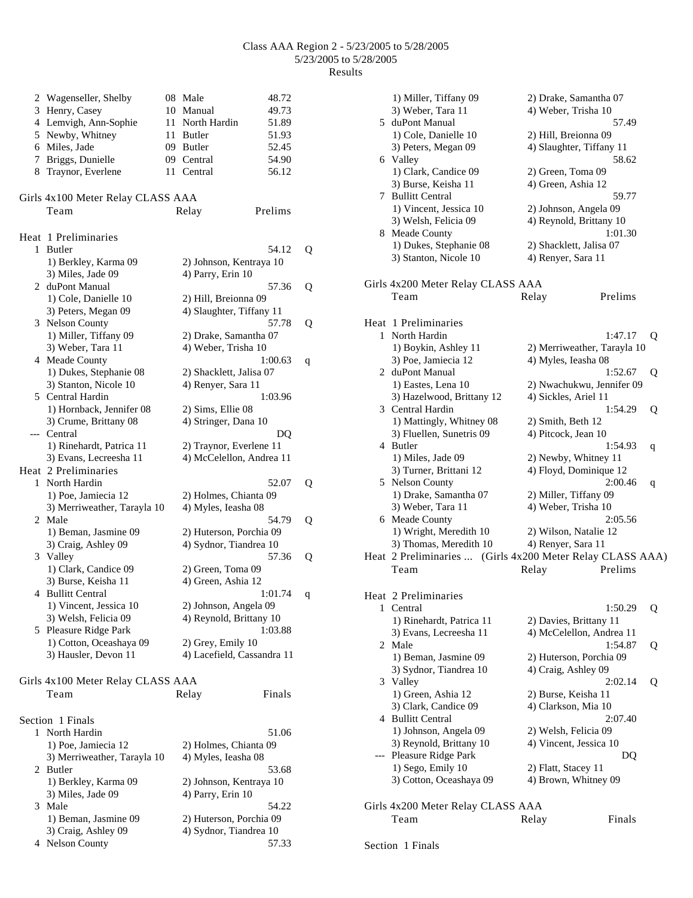## Class AAA Region 2 - 5/23/2005 to 5/28/2005
5/23/2005 to 5/28/2005
Results

| | Name | Yr | School | Time |
|---|---|---|---|---|
| 2 | Wagenseller, Shelby | 08 | Male | 48.72 |
| 3 | Henry, Casey | 10 | Manual | 49.73 |
| 4 | Lemvigh, Ann-Sophie | 11 | North Hardin | 51.89 |
| 5 | Newby, Whitney | 11 | Butler | 51.93 |
| 6 | Miles, Jade | 09 | Butler | 52.45 |
| 7 | Briggs, Dunielle | 09 | Central | 54.90 |
| 8 | Traynor, Everlene | 11 | Central | 56.12 |

### Girls 4x100 Meter Relay CLASS AAA

Team — Relay — Prelims

**Heat 1 Preliminaries**

1. Butler — 54.12 Q
   1) Berkley, Karma 09; 2) Johnson, Kentraya 10; 3) Miles, Jade 09; 4) Parry, Erin 10
2. duPont Manual — 57.36 Q
   1) Cole, Danielle 10; 2) Hill, Breionna 09; 3) Peters, Megan 09; 4) Slaughter, Tiffany 11
3. Nelson County — 57.78 Q
   1) Miller, Tiffany 09; 2) Drake, Samantha 07; 3) Weber, Tara 11; 4) Weber, Trisha 10
4. Meade County — 1:00.63 q
   1) Dukes, Stephanie 08; 2) Shacklett, Jalisa 07; 3) Stanton, Nicole 10; 4) Renyer, Sara 11
5. Central Hardin — 1:03.96
   1) Hornback, Jennifer 08; 2) Sims, Ellie 08; 3) Crume, Brittany 08; 4) Stringer, Dana 10

--- Central — DQ
   1) Rinehardt, Patrica 11; 2) Traynor, Everlene 11; 3) Evans, Lecreesha 11; 4) McCelellon, Andrea 11

**Heat 2 Preliminaries**

1. North Hardin — 52.07 Q
   1) Poe, Jamiecia 12; 2) Holmes, Chianta 09; 3) Merriweather, Tarayla 10; 4) Myles, Ieasha 08
2. Male — 54.79 Q
   1) Beman, Jasmine 09; 2) Huterson, Porchia 09; 3) Craig, Ashley 09; 4) Sydnor, Tiandrea 10
3. Valley — 57.36 Q
   1) Clark, Candice 09; 2) Green, Toma 09; 3) Burse, Keisha 11; 4) Green, Ashia 12
4. Bullitt Central — 1:01.74 q
   1) Vincent, Jessica 10; 2) Johnson, Angela 09; 3) Welsh, Felicia 09; 4) Reynold, Brittany 10
5. Pleasure Ridge Park — 1:03.88
   1) Cotton, Oceashaya 09; 2) Grey, Emily 10; 3) Hausler, Devon 11; 4) Lacefield, Cassandra 11

### Girls 4x100 Meter Relay CLASS AAA

Team — Relay — Finals

**Section 1 Finals**

1. North Hardin — 51.06
   1) Poe, Jamiecia 12; 2) Holmes, Chianta 09; 3) Merriweather, Tarayla 10; 4) Myles, Ieasha 08
2. Butler — 53.68
   1) Berkley, Karma 09; 2) Johnson, Kentraya 10; 3) Miles, Jade 09; 4) Parry, Erin 10
3. Male — 54.22
   1) Beman, Jasmine 09; 2) Huterson, Porchia 09; 3) Craig, Ashley 09; 4) Sydnor, Tiandrea 10
4. Nelson County — 57.33
   1) Miller, Tiffany 09; 2) Drake, Samantha 07; 3) Weber, Tara 11; 4) Weber, Trisha 10
5. duPont Manual — 57.49
   1) Cole, Danielle 10; 2) Hill, Breionna 09; 3) Peters, Megan 09; 4) Slaughter, Tiffany 11
6. Valley — 58.62
   1) Clark, Candice 09; 2) Green, Toma 09; 3) Burse, Keisha 11; 4) Green, Ashia 12
7. Bullitt Central — 59.77
   1) Vincent, Jessica 10; 2) Johnson, Angela 09; 3) Welsh, Felicia 09; 4) Reynold, Brittany 10
8. Meade County — 1:01.30
   1) Dukes, Stephanie 08; 2) Shacklett, Jalisa 07; 3) Stanton, Nicole 10; 4) Renyer, Sara 11

### Girls 4x200 Meter Relay CLASS AAA

Team — Relay — Prelims

**Heat 1 Preliminaries**

1. North Hardin — 1:47.17 Q
   1) Boykin, Ashley 11; 2) Merriweather, Tarayla 10; 3) Poe, Jamiecia 12; 4) Myles, Ieasha 08
2. duPont Manual — 1:52.67 Q
   1) Eastes, Lena 10; 2) Nwachukwu, Jennifer 09; 3) Hazelwood, Brittany 12; 4) Sickles, Ariel 11
3. Central Hardin — 1:54.29 Q
   1) Mattingly, Whitney 08; 2) Smith, Beth 12; 3) Fluellen, Sunetris 09; 4) Pitcock, Jean 10
4. Butler — 1:54.93 q
   1) Miles, Jade 09; 2) Newby, Whitney 11; 3) Turner, Brittani 12; 4) Floyd, Dominique 12
5. Nelson County — 2:00.46 q
   1) Drake, Samantha 07; 2) Miller, Tiffany 09; 3) Weber, Tara 11; 4) Weber, Trisha 10
6. Meade County — 2:05.56
   1) Wright, Meredith 10; 2) Wilson, Natalie 12; 3) Thomas, Meredith 10; 4) Renyer, Sara 11

Heat 2 Preliminaries ... (Girls 4x200 Meter Relay CLASS AAA)

Team — Relay — Prelims

**Heat 2 Preliminaries**

1. Central — 1:50.29 Q
   1) Rinehardt, Patrica 11; 2) Davies, Brittany 11; 3) Evans, Lecreesha 11; 4) McCelellon, Andrea 11
2. Male — 1:54.87 Q
   1) Beman, Jasmine 09; 2) Huterson, Porchia 09; 3) Sydnor, Tiandrea 10; 4) Craig, Ashley 09
3. Valley — 2:02.14 Q
   1) Green, Ashia 12; 2) Burse, Keisha 11; 3) Clark, Candice 09; 4) Clarkson, Mia 10
4. Bullitt Central — 2:07.40
   1) Johnson, Angela 09; 2) Welsh, Felicia 09; 3) Reynold, Brittany 10; 4) Vincent, Jessica 10

--- Pleasure Ridge Park — DQ
   1) Sego, Emily 10; 2) Flatt, Stacey 11; 3) Cotton, Oceashaya 09; 4) Brown, Whitney 09

### Girls 4x200 Meter Relay CLASS AAA

Team — Relay — Finals

**Section 1 Finals**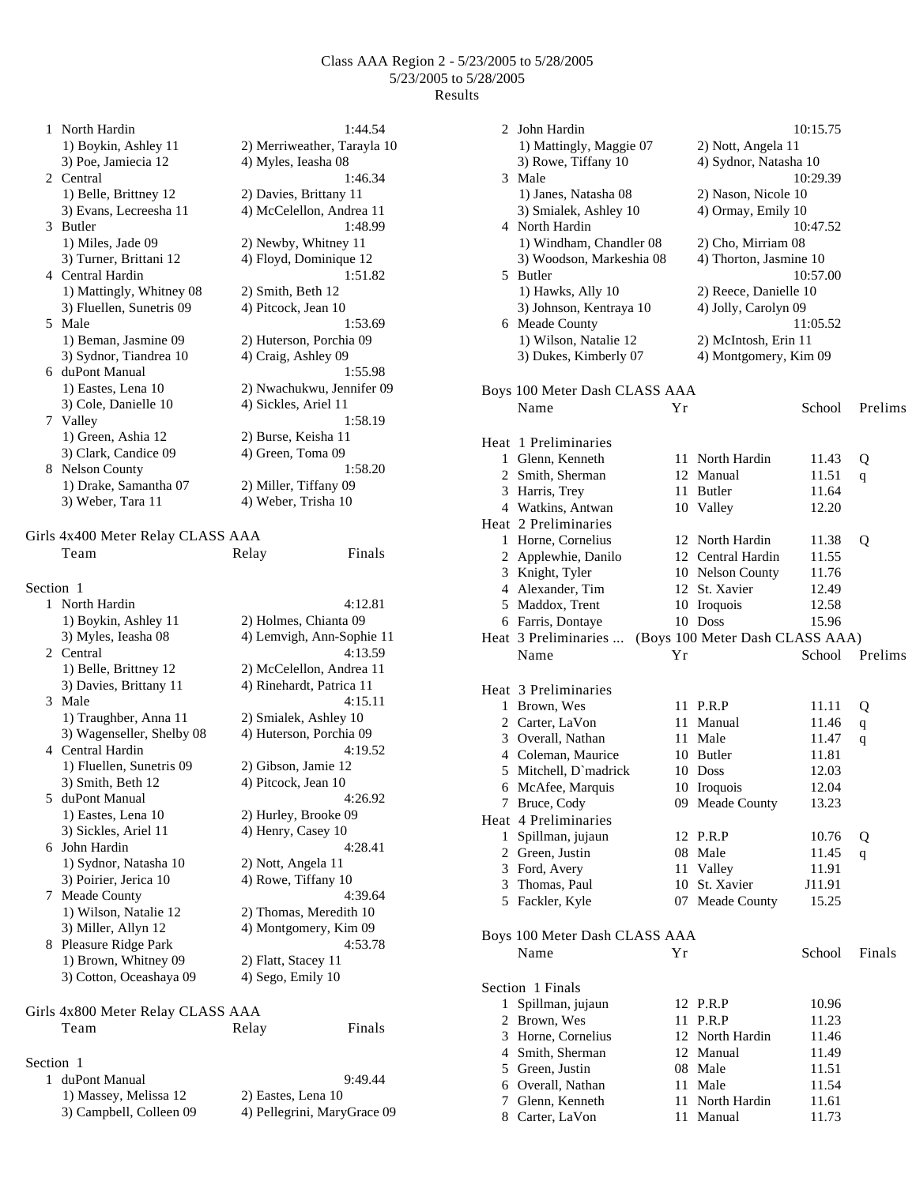Class AAA Region 2 - 5/23/2005 to 5/28/2005
5/23/2005 to 5/28/2005
Results

| | Team | Relay | Finals |
|---|---|---|---|
| 1 | North Hardin | | 1:44.54 |
| | 1) Boykin, Ashley 11 | 2) Merriweather, Tarayla 10 | |
| | 3) Poe, Jamiecia 12 | 4) Myles, Ieasha 08 | |
| 2 | Central | | 1:46.34 |
| | 1) Belle, Brittney 12 | 2) Davies, Brittany 11 | |
| | 3) Evans, Lecreesha 11 | 4) McCelellon, Andrea 11 | |
| 3 | Butler | | 1:48.99 |
| | 1) Miles, Jade 09 | 2) Newby, Whitney 11 | |
| | 3) Turner, Brittani 12 | 4) Floyd, Dominique 12 | |
| 4 | Central Hardin | | 1:51.82 |
| | 1) Mattingly, Whitney 08 | 2) Smith, Beth 12 | |
| | 3) Fluellen, Sunetris 09 | 4) Pitcock, Jean 10 | |
| 5 | Male | | 1:53.69 |
| | 1) Beman, Jasmine 09 | 2) Huterson, Porchia 09 | |
| | 3) Sydnor, Tiandrea 10 | 4) Craig, Ashley 09 | |
| 6 | duPont Manual | | 1:55.98 |
| | 1) Eastes, Lena 10 | 2) Nwachukwu, Jennifer 09 | |
| | 3) Cole, Danielle 10 | 4) Sickles, Ariel 11 | |
| 7 | Valley | | 1:58.19 |
| | 1) Green, Ashia 12 | 2) Burse, Keisha 11 | |
| | 3) Clark, Candice 09 | 4) Green, Toma 09 | |
| 8 | Nelson County | | 1:58.20 |
| | 1) Drake, Samantha 07 | 2) Miller, Tiffany 09 | |
| | 3) Weber, Tara 11 | 4) Weber, Trisha 10 | |

## Girls 4x400 Meter Relay CLASS AAA

Section 1

| | Team | Relay | Finals |
|---|---|---|---|
| 1 | North Hardin | | 4:12.81 |
| | 1) Boykin, Ashley 11 | 2) Holmes, Chianta 09 | |
| | 3) Myles, Ieasha 08 | 4) Lemvigh, Ann-Sophie 11 | |
| 2 | Central | | 4:13.59 |
| | 1) Belle, Brittney 12 | 2) McCelellon, Andrea 11 | |
| | 3) Davies, Brittany 11 | 4) Rinehardt, Patrica 11 | |
| 3 | Male | | 4:15.11 |
| | 1) Traughber, Anna 11 | 2) Smialek, Ashley 10 | |
| | 3) Wagenseller, Shelby 08 | 4) Huterson, Porchia 09 | |
| 4 | Central Hardin | | 4:19.52 |
| | 1) Fluellen, Sunetris 09 | 2) Gibson, Jamie 12 | |
| | 3) Smith, Beth 12 | 4) Pitcock, Jean 10 | |
| 5 | duPont Manual | | 4:26.92 |
| | 1) Eastes, Lena 10 | 2) Hurley, Brooke 09 | |
| | 3) Sickles, Ariel 11 | 4) Henry, Casey 10 | |
| 6 | John Hardin | | 4:28.41 |
| | 1) Sydnor, Natasha 10 | 2) Nott, Angela 11 | |
| | 3) Poirier, Jerica 10 | 4) Rowe, Tiffany 10 | |
| 7 | Meade County | | 4:39.64 |
| | 1) Wilson, Natalie 12 | 2) Thomas, Meredith 10 | |
| | 3) Miller, Allyn 12 | 4) Montgomery, Kim 09 | |
| 8 | Pleasure Ridge Park | | 4:53.78 |
| | 1) Brown, Whitney 09 | 2) Flatt, Stacey 11 | |
| | 3) Cotton, Oceashaya 09 | 4) Sego, Emily 10 | |

## Girls 4x800 Meter Relay CLASS AAA

Section 1

| | Team | Relay | Finals |
|---|---|---|---|
| 1 | duPont Manual | | 9:49.44 |
| | 1) Massey, Melissa 12 | 2) Eastes, Lena 10 | |
| | 3) Campbell, Colleen 09 | 4) Pellegrini, MaryGrace 09 | |
| 2 | John Hardin | | 10:15.75 |
| | 1) Mattingly, Maggie 07 | 2) Nott, Angela 11 | |
| | 3) Rowe, Tiffany 10 | 4) Sydnor, Natasha 10 | |
| 3 | Male | | 10:29.39 |
| | 1) Janes, Natasha 08 | 2) Nason, Nicole 10 | |
| | 3) Smialek, Ashley 10 | 4) Ormay, Emily 10 | |
| 4 | North Hardin | | 10:47.52 |
| | 1) Windham, Chandler 08 | 2) Cho, Mirriam 08 | |
| | 3) Woodson, Markeshia 08 | 4) Thorton, Jasmine 10 | |
| 5 | Butler | | 10:57.00 |
| | 1) Hawks, Ally 10 | 2) Reece, Danielle 10 | |
| | 3) Johnson, Kentraya 10 | 4) Jolly, Carolyn 09 | |
| 6 | Meade County | | 11:05.52 |
| | 1) Wilson, Natalie 12 | 2) McIntosh, Erin 11 | |
| | 3) Dukes, Kimberly 07 | 4) Montgomery, Kim 09 | |

## Boys 100 Meter Dash CLASS AAA

| | Name | Yr | School | Prelims | |
|---|---|---|---|---|---|
| **Heat 1 Preliminaries** | | | | | |
| 1 | Glenn, Kenneth | 11 | North Hardin | 11.43 | Q |
| 2 | Smith, Sherman | 12 | Manual | 11.51 | q |
| 3 | Harris, Trey | 11 | Butler | 11.64 | |
| 4 | Watkins, Antwan | 10 | Valley | 12.20 | |
| **Heat 2 Preliminaries** | | | | | |
| 1 | Horne, Cornelius | 12 | North Hardin | 11.38 | Q |
| 2 | Applewhie, Danilo | 12 | Central Hardin | 11.55 | |
| 3 | Knight, Tyler | 10 | Nelson County | 11.76 | |
| 4 | Alexander, Tim | 12 | St. Xavier | 12.49 | |
| 5 | Maddox, Trent | 10 | Iroquois | 12.58 | |
| 6 | Farris, Dontaye | 10 | Doss | 15.96 | |
| **Heat 3 Preliminaries** | | | | | |
| 1 | Brown, Wes | 11 | P.R.P | 11.11 | Q |
| 2 | Carter, LaVon | 11 | Manual | 11.46 | q |
| 3 | Overall, Nathan | 11 | Male | 11.47 | q |
| 4 | Coleman, Maurice | 10 | Butler | 11.81 | |
| 5 | Mitchell, D`madrick | 10 | Doss | 12.03 | |
| 6 | McAfee, Marquis | 10 | Iroquois | 12.04 | |
| 7 | Bruce, Cody | 09 | Meade County | 13.23 | |
| **Heat 4 Preliminaries** | | | | | |
| 1 | Spillman, jujaun | 12 | P.R.P | 10.76 | Q |
| 2 | Green, Justin | 08 | Male | 11.45 | q |
| 3 | Ford, Avery | 11 | Valley | 11.91 | |
| 3 | Thomas, Paul | 10 | St. Xavier | J11.91 | |
| 5 | Fackler, Kyle | 07 | Meade County | 15.25 | |

## Boys 100 Meter Dash CLASS AAA

Section 1 Finals

| | Name | Yr | School | Finals |
|---|---|---|---|---|
| 1 | Spillman, jujaun | 12 | P.R.P | 10.96 |
| 2 | Brown, Wes | 11 | P.R.P | 11.23 |
| 3 | Horne, Cornelius | 12 | North Hardin | 11.46 |
| 4 | Smith, Sherman | 12 | Manual | 11.49 |
| 5 | Green, Justin | 08 | Male | 11.51 |
| 6 | Overall, Nathan | 11 | Male | 11.54 |
| 7 | Glenn, Kenneth | 11 | North Hardin | 11.61 |
| 8 | Carter, LaVon | 11 | Manual | 11.73 |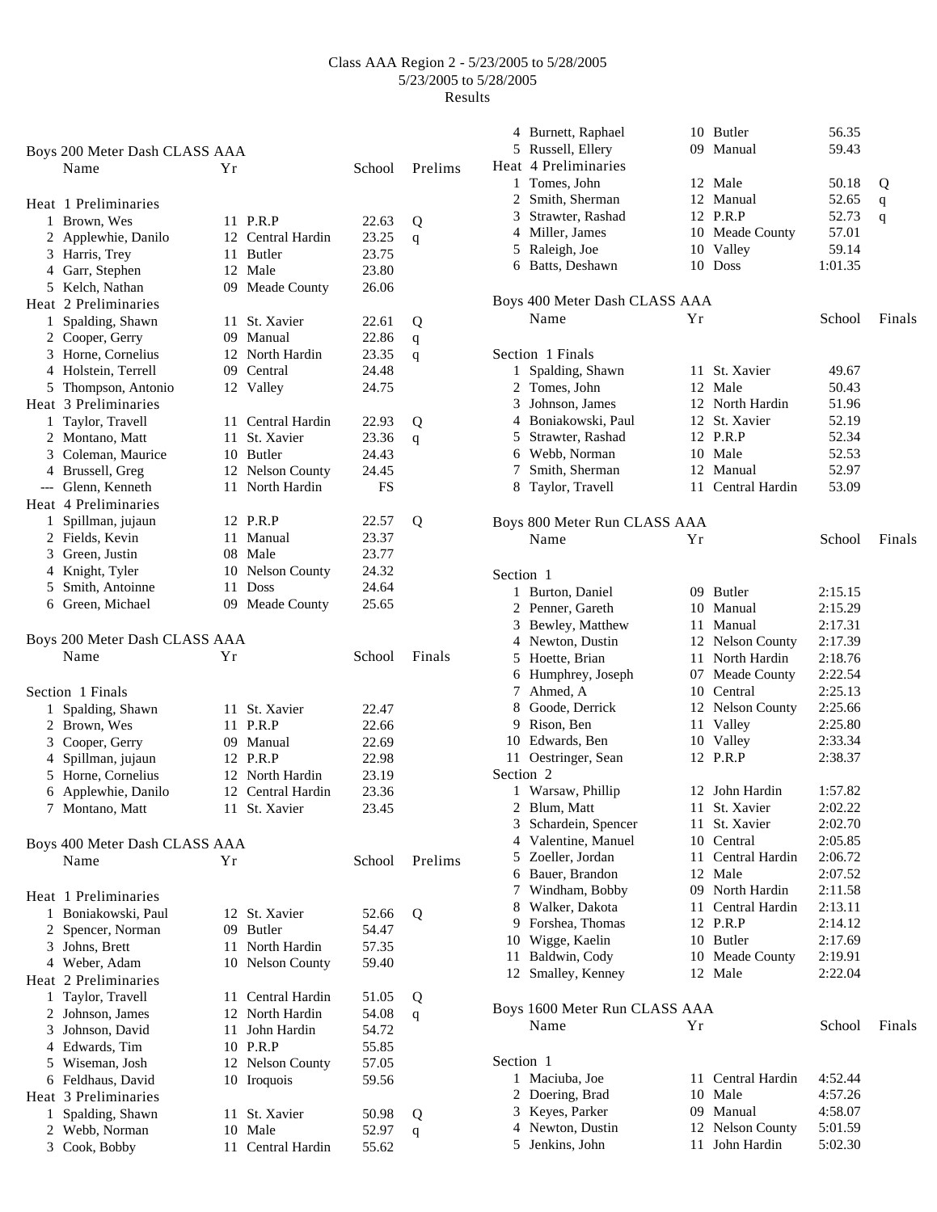Class AAA Region 2 - 5/23/2005 to 5/28/2005
5/23/2005 to 5/28/2005
Results

## Boys 200 Meter Dash CLASS AAA

| | Name | Yr | School | Prelims | |
|---|---|---|---|---|---|
| **Heat 1 Preliminaries** | | | | | |
| 1 | Brown, Wes | 11 | P.R.P | 22.63 | Q |
| 2 | Applewhie, Danilo | 12 | Central Hardin | 23.25 | q |
| 3 | Harris, Trey | 11 | Butler | 23.75 | |
| 4 | Garr, Stephen | 12 | Male | 23.80 | |
| 5 | Kelch, Nathan | 09 | Meade County | 26.06 | |
| **Heat 2 Preliminaries** | | | | | |
| 1 | Spalding, Shawn | 11 | St. Xavier | 22.61 | Q |
| 2 | Cooper, Gerry | 09 | Manual | 22.86 | q |
| 3 | Horne, Cornelius | 12 | North Hardin | 23.35 | q |
| 4 | Holstein, Terrell | 09 | Central | 24.48 | |
| 5 | Thompson, Antonio | 12 | Valley | 24.75 | |
| **Heat 3 Preliminaries** | | | | | |
| 1 | Taylor, Travell | 11 | Central Hardin | 22.93 | Q |
| 2 | Montano, Matt | 11 | St. Xavier | 23.36 | q |
| 3 | Coleman, Maurice | 10 | Butler | 24.43 | |
| 4 | Brussell, Greg | 12 | Nelson County | 24.45 | |
| --- | Glenn, Kenneth | 11 | North Hardin | FS | |
| **Heat 4 Preliminaries** | | | | | |
| 1 | Spillman, jujaun | 12 | P.R.P | 22.57 | Q |
| 2 | Fields, Kevin | 11 | Manual | 23.37 | |
| 3 | Green, Justin | 08 | Male | 23.77 | |
| 4 | Knight, Tyler | 10 | Nelson County | 24.32 | |
| 5 | Smith, Antoinne | 11 | Doss | 24.64 | |
| 6 | Green, Michael | 09 | Meade County | 25.65 | |

## Boys 200 Meter Dash CLASS AAA

| | Name | Yr | School | Finals |
|---|---|---|---|---|
| **Section 1 Finals** | | | | |
| 1 | Spalding, Shawn | 11 | St. Xavier | 22.47 |
| 2 | Brown, Wes | 11 | P.R.P | 22.66 |
| 3 | Cooper, Gerry | 09 | Manual | 22.69 |
| 4 | Spillman, jujaun | 12 | P.R.P | 22.98 |
| 5 | Horne, Cornelius | 12 | North Hardin | 23.19 |
| 6 | Applewhie, Danilo | 12 | Central Hardin | 23.36 |
| 7 | Montano, Matt | 11 | St. Xavier | 23.45 |

## Boys 400 Meter Dash CLASS AAA

| | Name | Yr | School | Prelims | |
|---|---|---|---|---|---|
| **Heat 1 Preliminaries** | | | | | |
| 1 | Boniakowski, Paul | 12 | St. Xavier | 52.66 | Q |
| 2 | Spencer, Norman | 09 | Butler | 54.47 | |
| 3 | Johns, Brett | 11 | North Hardin | 57.35 | |
| 4 | Weber, Adam | 10 | Nelson County | 59.40 | |
| **Heat 2 Preliminaries** | | | | | |
| 1 | Taylor, Travell | 11 | Central Hardin | 51.05 | Q |
| 2 | Johnson, James | 12 | North Hardin | 54.08 | q |
| 3 | Johnson, David | 11 | John Hardin | 54.72 | |
| 4 | Edwards, Tim | 10 | P.R.P | 55.85 | |
| 5 | Wiseman, Josh | 12 | Nelson County | 57.05 | |
| 6 | Feldhaus, David | 10 | Iroquois | 59.56 | |
| **Heat 3 Preliminaries** | | | | | |
| 1 | Spalding, Shawn | 11 | St. Xavier | 50.98 | Q |
| 2 | Webb, Norman | 10 | Male | 52.97 | q |
| 3 | Cook, Bobby | 11 | Central Hardin | 55.62 | |
| 4 | Burnett, Raphael | 10 | Butler | 56.35 | |
| 5 | Russell, Ellery | 09 | Manual | 59.43 | |
| **Heat 4 Preliminaries** | | | | | |
| 1 | Tomes, John | 12 | Male | 50.18 | Q |
| 2 | Smith, Sherman | 12 | Manual | 52.65 | q |
| 3 | Strawter, Rashad | 12 | P.R.P | 52.73 | q |
| 4 | Miller, James | 10 | Meade County | 57.01 | |
| 5 | Raleigh, Joe | 10 | Valley | 59.14 | |
| 6 | Batts, Deshawn | 10 | Doss | 1:01.35 | |

## Boys 400 Meter Dash CLASS AAA

| | Name | Yr | School | Finals |
|---|---|---|---|---|
| **Section 1 Finals** | | | | |
| 1 | Spalding, Shawn | 11 | St. Xavier | 49.67 |
| 2 | Tomes, John | 12 | Male | 50.43 |
| 3 | Johnson, James | 12 | North Hardin | 51.96 |
| 4 | Boniakowski, Paul | 12 | St. Xavier | 52.19 |
| 5 | Strawter, Rashad | 12 | P.R.P | 52.34 |
| 6 | Webb, Norman | 10 | Male | 52.53 |
| 7 | Smith, Sherman | 12 | Manual | 52.97 |
| 8 | Taylor, Travell | 11 | Central Hardin | 53.09 |

## Boys 800 Meter Run CLASS AAA

| | Name | Yr | School | Finals |
|---|---|---|---|---|
| **Section 1** | | | | |
| 1 | Burton, Daniel | 09 | Butler | 2:15.15 |
| 2 | Penner, Gareth | 10 | Manual | 2:15.29 |
| 3 | Bewley, Matthew | 11 | Manual | 2:17.31 |
| 4 | Newton, Dustin | 12 | Nelson County | 2:17.39 |
| 5 | Hoette, Brian | 11 | North Hardin | 2:18.76 |
| 6 | Humphrey, Joseph | 07 | Meade County | 2:22.54 |
| 7 | Ahmed, A | 10 | Central | 2:25.13 |
| 8 | Goode, Derrick | 12 | Nelson County | 2:25.66 |
| 9 | Rison, Ben | 11 | Valley | 2:25.80 |
| 10 | Edwards, Ben | 10 | Valley | 2:33.34 |
| 11 | Oestringer, Sean | 12 | P.R.P | 2:38.37 |
| **Section 2** | | | | |
| 1 | Warsaw, Phillip | 12 | John Hardin | 1:57.82 |
| 2 | Blum, Matt | 11 | St. Xavier | 2:02.22 |
| 3 | Schardein, Spencer | 11 | St. Xavier | 2:02.70 |
| 4 | Valentine, Manuel | 10 | Central | 2:05.85 |
| 5 | Zoeller, Jordan | 11 | Central Hardin | 2:06.72 |
| 6 | Bauer, Brandon | 12 | Male | 2:07.52 |
| 7 | Windham, Bobby | 09 | North Hardin | 2:11.58 |
| 8 | Walker, Dakota | 11 | Central Hardin | 2:13.11 |
| 9 | Forshea, Thomas | 12 | P.R.P | 2:14.12 |
| 10 | Wigge, Kaelin | 10 | Butler | 2:17.69 |
| 11 | Baldwin, Cody | 10 | Meade County | 2:19.91 |
| 12 | Smalley, Kenney | 12 | Male | 2:22.04 |

## Boys 1600 Meter Run CLASS AAA

| | Name | Yr | School | Finals |
|---|---|---|---|---|
| **Section 1** | | | | |
| 1 | Maciuba, Joe | 11 | Central Hardin | 4:52.44 |
| 2 | Doering, Brad | 10 | Male | 4:57.26 |
| 3 | Keyes, Parker | 09 | Manual | 4:58.07 |
| 4 | Newton, Dustin | 12 | Nelson County | 5:01.59 |
| 5 | Jenkins, John | 11 | John Hardin | 5:02.30 |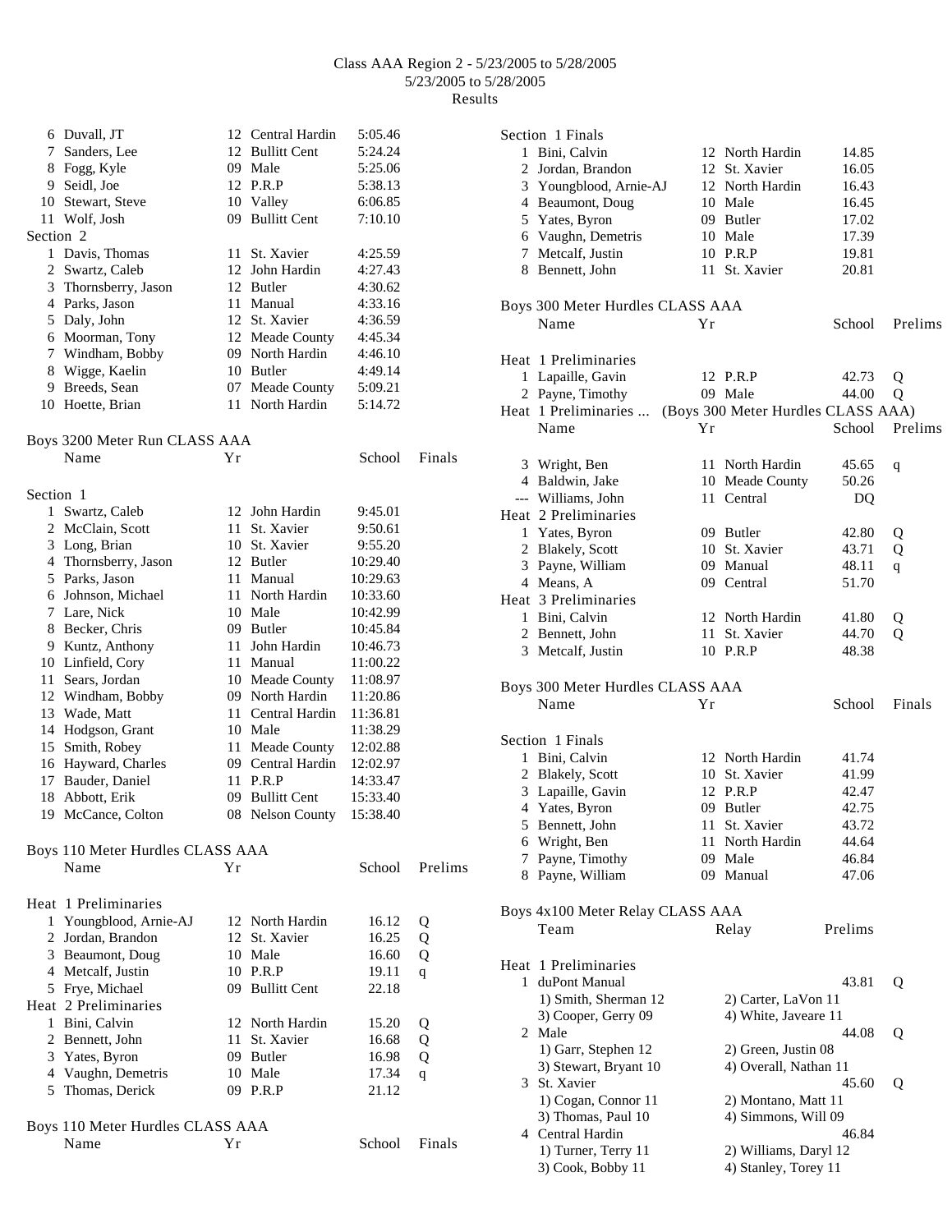Class AAA Region 2 - 5/23/2005 to 5/28/2005
5/23/2005 to 5/28/2005
Results

| Place | Name | Yr | School | Time |
|---|---|---|---|---|
| 6 | Duvall, JT | 12 | Central Hardin | 5:05.46 |
| 7 | Sanders, Lee | 12 | Bullitt Cent | 5:24.24 |
| 8 | Fogg, Kyle | 09 | Male | 5:25.06 |
| 9 | Seidl, Joe | 12 | P.R.P | 5:38.13 |
| 10 | Stewart, Steve | 10 | Valley | 6:06.85 |
| 11 | Wolf, Josh | 09 | Bullitt Cent | 7:10.10 |

Section 2

| Place | Name | Yr | School | Time |
|---|---|---|---|---|
| 1 | Davis, Thomas | 11 | St. Xavier | 4:25.59 |
| 2 | Swartz, Caleb | 12 | John Hardin | 4:27.43 |
| 3 | Thornsberry, Jason | 12 | Butler | 4:30.62 |
| 4 | Parks, Jason | 11 | Manual | 4:33.16 |
| 5 | Daly, John | 12 | St. Xavier | 4:36.59 |
| 6 | Moorman, Tony | 12 | Meade County | 4:45.34 |
| 7 | Windham, Bobby | 09 | North Hardin | 4:46.10 |
| 8 | Wigge, Kaelin | 10 | Butler | 4:49.14 |
| 9 | Breeds, Sean | 07 | Meade County | 5:09.21 |
| 10 | Hoette, Brian | 11 | North Hardin | 5:14.72 |

## Boys 3200 Meter Run CLASS AAA

Section 1

| Place | Name | Yr | School | Finals |
|---|---|---|---|---|
| 1 | Swartz, Caleb | 12 | John Hardin | 9:45.01 |
| 2 | McClain, Scott | 11 | St. Xavier | 9:50.61 |
| 3 | Long, Brian | 10 | St. Xavier | 9:55.20 |
| 4 | Thornsberry, Jason | 12 | Butler | 10:29.40 |
| 5 | Parks, Jason | 11 | Manual | 10:29.63 |
| 6 | Johnson, Michael | 11 | North Hardin | 10:33.60 |
| 7 | Lare, Nick | 10 | Male | 10:42.99 |
| 8 | Becker, Chris | 09 | Butler | 10:45.84 |
| 9 | Kuntz, Anthony | 11 | John Hardin | 10:46.73 |
| 10 | Linfield, Cory | 11 | Manual | 11:00.22 |
| 11 | Sears, Jordan | 10 | Meade County | 11:08.97 |
| 12 | Windham, Bobby | 09 | North Hardin | 11:20.86 |
| 13 | Wade, Matt | 11 | Central Hardin | 11:36.81 |
| 14 | Hodgson, Grant | 10 | Male | 11:38.29 |
| 15 | Smith, Robey | 11 | Meade County | 12:02.88 |
| 16 | Hayward, Charles | 09 | Central Hardin | 12:02.97 |
| 17 | Bauder, Daniel | 11 | P.R.P | 14:33.47 |
| 18 | Abbott, Erik | 09 | Bullitt Cent | 15:33.40 |
| 19 | McCance, Colton | 08 | Nelson County | 15:38.40 |

## Boys 110 Meter Hurdles CLASS AAA

Heat 1 Preliminaries

| Place | Name | Yr | School | Prelims | |
|---|---|---|---|---|---|
| 1 | Youngblood, Arnie-AJ | 12 | North Hardin | 16.12 | Q |
| 2 | Jordan, Brandon | 12 | St. Xavier | 16.25 | Q |
| 3 | Beaumont, Doug | 10 | Male | 16.60 | Q |
| 4 | Metcalf, Justin | 10 | P.R.P | 19.11 | q |
| 5 | Frye, Michael | 09 | Bullitt Cent | 22.18 | |

Heat 2 Preliminaries

| Place | Name | Yr | School | Prelims | |
|---|---|---|---|---|---|
| 1 | Bini, Calvin | 12 | North Hardin | 15.20 | Q |
| 2 | Bennett, John | 11 | St. Xavier | 16.68 | Q |
| 3 | Yates, Byron | 09 | Butler | 16.98 | Q |
| 4 | Vaughn, Demetris | 10 | Male | 17.34 | q |
| 5 | Thomas, Derick | 09 | P.R.P | 21.12 | |

## Boys 110 Meter Hurdles CLASS AAA

Section 1 Finals

| Place | Name | Yr | School | Finals |
|---|---|---|---|---|
| 1 | Bini, Calvin | 12 | North Hardin | 14.85 |
| 2 | Jordan, Brandon | 12 | St. Xavier | 16.05 |
| 3 | Youngblood, Arnie-AJ | 12 | North Hardin | 16.43 |
| 4 | Beaumont, Doug | 10 | Male | 16.45 |
| 5 | Yates, Byron | 09 | Butler | 17.02 |
| 6 | Vaughn, Demetris | 10 | Male | 17.39 |
| 7 | Metcalf, Justin | 10 | P.R.P | 19.81 |
| 8 | Bennett, John | 11 | St. Xavier | 20.81 |

## Boys 300 Meter Hurdles CLASS AAA

Heat 1 Preliminaries

| Place | Name | Yr | School | Prelims | |
|---|---|---|---|---|---|
| 1 | Lapaille, Gavin | 12 | P.R.P | 42.73 | Q |
| 2 | Payne, Timothy | 09 | Male | 44.00 | Q |
| 3 | Wright, Ben | 11 | North Hardin | 45.65 | q |
| 4 | Baldwin, Jake | 10 | Meade County | 50.26 | |
| --- | Williams, John | 11 | Central | DQ | |

Heat 2 Preliminaries

| Place | Name | Yr | School | Prelims | |
|---|---|---|---|---|---|
| 1 | Yates, Byron | 09 | Butler | 42.80 | Q |
| 2 | Blakely, Scott | 10 | St. Xavier | 43.71 | Q |
| 3 | Payne, William | 09 | Manual | 48.11 | q |
| 4 | Means, A | 09 | Central | 51.70 | |

Heat 3 Preliminaries

| Place | Name | Yr | School | Prelims | |
|---|---|---|---|---|---|
| 1 | Bini, Calvin | 12 | North Hardin | 41.80 | Q |
| 2 | Bennett, John | 11 | St. Xavier | 44.70 | Q |
| 3 | Metcalf, Justin | 10 | P.R.P | 48.38 | |

## Boys 300 Meter Hurdles CLASS AAA

Section 1 Finals

| Place | Name | Yr | School | Finals |
|---|---|---|---|---|
| 1 | Bini, Calvin | 12 | North Hardin | 41.74 |
| 2 | Blakely, Scott | 10 | St. Xavier | 41.99 |
| 3 | Lapaille, Gavin | 12 | P.R.P | 42.47 |
| 4 | Yates, Byron | 09 | Butler | 42.75 |
| 5 | Bennett, John | 11 | St. Xavier | 43.72 |
| 6 | Wright, Ben | 11 | North Hardin | 44.64 |
| 7 | Payne, Timothy | 09 | Male | 46.84 |
| 8 | Payne, William | 09 | Manual | 47.06 |

## Boys 4x100 Meter Relay CLASS AAA

Heat 1 Preliminaries

| Place | Team | Relay | Prelims | |
|---|---|---|---|---|
| 1 | duPont Manual | | 43.81 | Q |
| | 1) Smith, Sherman 12 | 2) Carter, LaVon 11 | | |
| | 3) Cooper, Gerry 09 | 4) White, Javeare 11 | | |
| 2 | Male | | 44.08 | Q |
| | 1) Garr, Stephen 12 | 2) Green, Justin 08 | | |
| | 3) Stewart, Bryant 10 | 4) Overall, Nathan 11 | | |
| 3 | St. Xavier | | 45.60 | Q |
| | 1) Cogan, Connor 11 | 2) Montano, Matt 11 | | |
| | 3) Thomas, Paul 10 | 4) Simmons, Will 09 | | |
| 4 | Central Hardin | | 46.84 | |
| | 1) Turner, Terry 11 | 2) Williams, Daryl 12 | | |
| | 3) Cook, Bobby 11 | 4) Stanley, Torey 11 | | |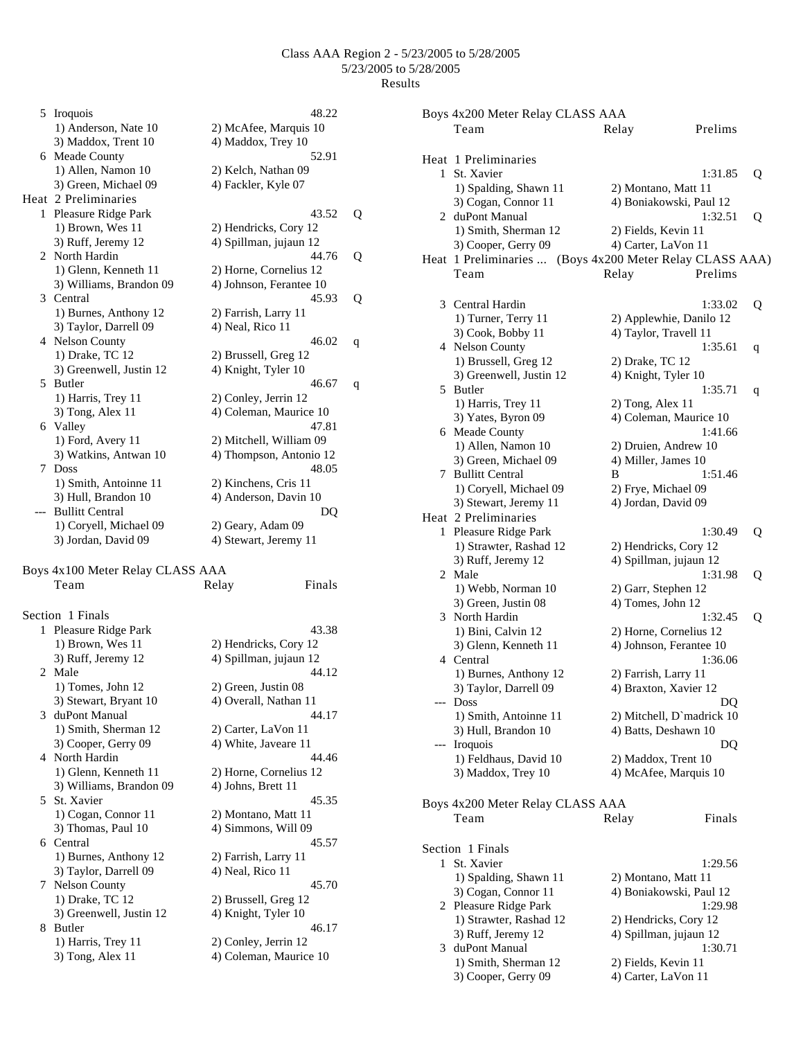Class AAA Region 2 - 5/23/2005 to 5/28/2005
5/23/2005 to 5/28/2005
Results

```
  5 Iroquois                                      48.22
      1) Anderson, Nate 10            2) McAfee, Marquis 10
      3) Maddox, Trent 10             4) Maddox, Trey 10
  6 Meade County                                  52.91
      1) Allen, Namon 10              2) Kelch, Nathan 09
      3) Green, Michael 09            4) Fackler, Kyle 07
Heat  2 Preliminaries
  1 Pleasure Ridge Park                           43.52  Q
      1) Brown, Wes 11                2) Hendricks, Cory 12
      3) Ruff, Jeremy 12              4) Spillman, jujaun 12
  2 North Hardin                                  44.76  Q
      1) Glenn, Kenneth 11            2) Horne, Cornelius 12
      3) Williams, Brandon 09         4) Johnson, Ferantee 10
  3 Central                                       45.93  Q
      1) Burnes, Anthony 12           2) Farrish, Larry 11
      3) Taylor, Darrell 09           4) Neal, Rico 11
  4 Nelson County                                 46.02  q
      1) Drake, TC 12                 2) Brussell, Greg 12
      3) Greenwell, Justin 12         4) Knight, Tyler 10
  5 Butler                                        46.67  q
      1) Harris, Trey 11              2) Conley, Jerrin 12
      3) Tong, Alex 11                4) Coleman, Maurice 10
  6 Valley                                        47.81
      1) Ford, Avery 11               2) Mitchell, William 09
      3) Watkins, Antwan 10           4) Thompson, Antonio 12
  7 Doss                                          48.05
      1) Smith, Antoinne 11           2) Kinchens, Cris 11
      3) Hull, Brandon 10             4) Anderson, Davin 10
--- Bullitt Central                                  DQ
      1) Coryell, Michael 09          2) Geary, Adam 09
      3) Jordan, David 09             4) Stewart, Jeremy 11

Boys 4x100 Meter Relay CLASS AAA
    Team                            Relay              Finals

Section  1 Finals
  1 Pleasure Ridge Park                           43.38
      1) Brown, Wes 11                2) Hendricks, Cory 12
      3) Ruff, Jeremy 12              4) Spillman, jujaun 12
  2 Male                                          44.12
      1) Tomes, John 12               2) Green, Justin 08
      3) Stewart, Bryant 10           4) Overall, Nathan 11
  3 duPont Manual                                 44.17
      1) Smith, Sherman 12            2) Carter, LaVon 11
      3) Cooper, Gerry 09             4) White, Javeare 11
  4 North Hardin                                  44.46
      1) Glenn, Kenneth 11            2) Horne, Cornelius 12
      3) Williams, Brandon 09         4) Johns, Brett 11
  5 St. Xavier                                    45.35
      1) Cogan, Connor 11             2) Montano, Matt 11
      3) Thomas, Paul 10              4) Simmons, Will 09
  6 Central                                       45.57
      1) Burnes, Anthony 12           2) Farrish, Larry 11
      3) Taylor, Darrell 09           4) Neal, Rico 11
  7 Nelson County                                 45.70
      1) Drake, TC 12                 2) Brussell, Greg 12
      3) Greenwell, Justin 12         4) Knight, Tyler 10
  8 Butler                                        46.17
      1) Harris, Trey 11              2) Conley, Jerrin 12
      3) Tong, Alex 11                4) Coleman, Maurice 10

Boys 4x200 Meter Relay CLASS AAA
    Team                            Relay              Prelims

Heat  1 Preliminaries
  1 St. Xavier                                  1:31.85  Q
      1) Spalding, Shawn 11           2) Montano, Matt 11
      3) Cogan, Connor 11             4) Boniakowski, Paul 12
  2 duPont Manual                               1:32.51  Q
      1) Smith, Sherman 12            2) Fields, Kevin 11
      3) Cooper, Gerry 09             4) Carter, LaVon 11
Heat  1 Preliminaries ...  (Boys 4x200 Meter Relay CLASS AAA)
    Team                            Relay              Prelims

  3 Central Hardin                              1:33.02  Q
      1) Turner, Terry 11             2) Applewhie, Danilo 12
      3) Cook, Bobby 11               4) Taylor, Travell 11
  4 Nelson County                               1:35.61  q
      1) Brussell, Greg 12            2) Drake, TC 12
      3) Greenwell, Justin 12         4) Knight, Tyler 10
  5 Butler                                      1:35.71  q
      1) Harris, Trey 11              2) Tong, Alex 11
      3) Yates, Byron 09              4) Coleman, Maurice 10
  6 Meade County                                1:41.66
      1) Allen, Namon 10              2) Druien, Andrew 10
      3) Green, Michael 09            4) Miller, James 10
  7 Bullitt Central                 B           1:51.46
      1) Coryell, Michael 09          2) Frye, Michael 09
      3) Stewart, Jeremy 11           4) Jordan, David 09
Heat  2 Preliminaries
  1 Pleasure Ridge Park                         1:30.49  Q
      1) Strawter, Rashad 12          2) Hendricks, Cory 12
      3) Ruff, Jeremy 12              4) Spillman, jujaun 12
  2 Male                                        1:31.98  Q
      1) Webb, Norman 10              2) Garr, Stephen 12
      3) Green, Justin 08             4) Tomes, John 12
  3 North Hardin                                1:32.45  Q
      1) Bini, Calvin 12              2) Horne, Cornelius 12
      3) Glenn, Kenneth 11            4) Johnson, Ferantee 10
  4 Central                                     1:36.06
      1) Burnes, Anthony 12           2) Farrish, Larry 11
      3) Taylor, Darrell 09           4) Braxton, Xavier 12
--- Doss                                             DQ
      1) Smith, Antoinne 11           2) Mitchell, D`madrick 10
      3) Hull, Brandon 10             4) Batts, Deshawn 10
--- Iroquois                                         DQ
      1) Feldhaus, David 10           2) Maddox, Trent 10
      3) Maddox, Trey 10              4) McAfee, Marquis 10

Boys 4x200 Meter Relay CLASS AAA
    Team                            Relay              Finals

Section  1 Finals
  1 St. Xavier                                  1:29.56
      1) Spalding, Shawn 11           2) Montano, Matt 11
      3) Cogan, Connor 11             4) Boniakowski, Paul 12
  2 Pleasure Ridge Park                         1:29.98
      1) Strawter, Rashad 12          2) Hendricks, Cory 12
      3) Ruff, Jeremy 12              4) Spillman, jujaun 12
  3 duPont Manual                               1:30.71
      1) Smith, Sherman 12            2) Fields, Kevin 11
      3) Cooper, Gerry 09             4) Carter, LaVon 11
```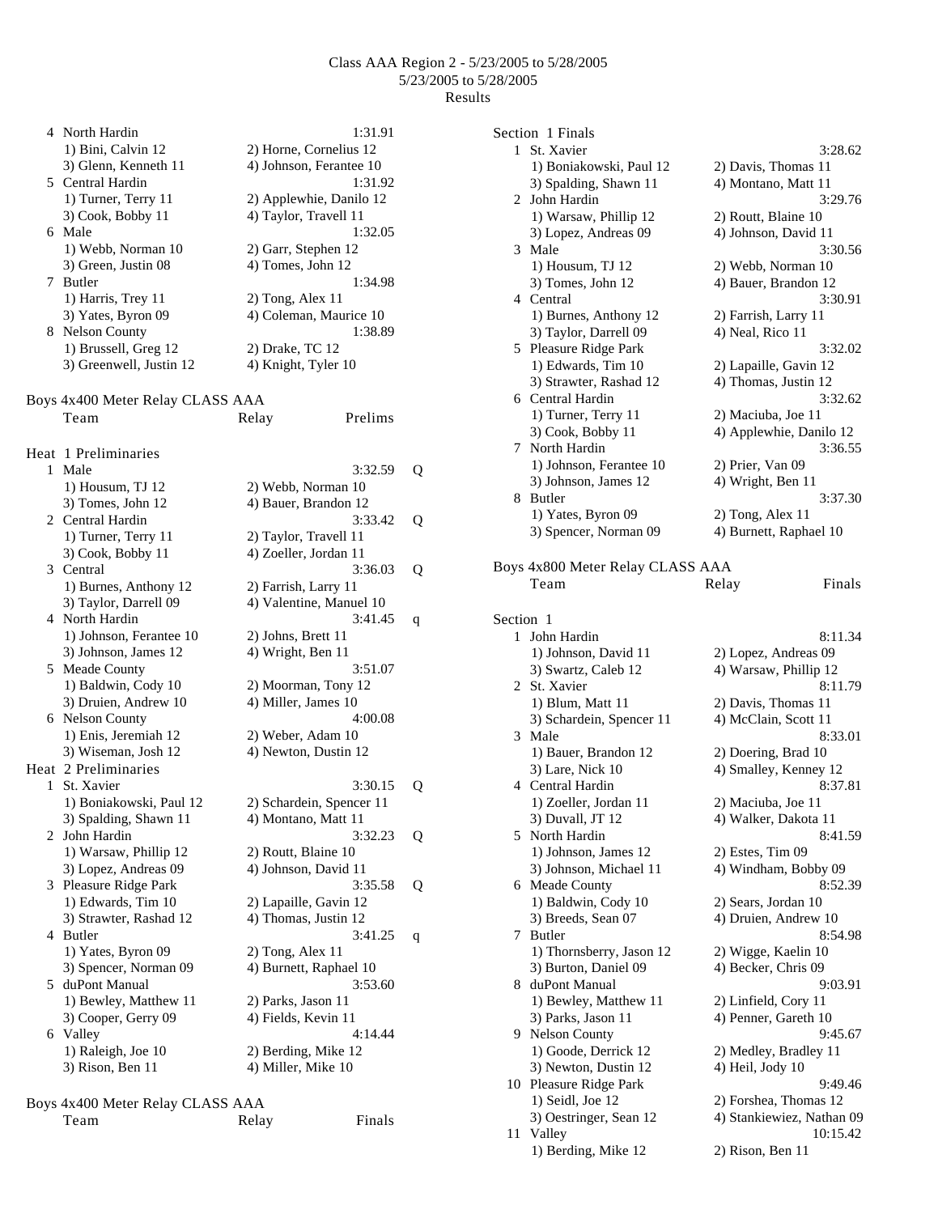Class AAA Region 2 - 5/23/2005 to 5/28/2005
5/23/2005 to 5/28/2005
Results

```
  4 North Hardin                                 1:31.91
     1) Bini, Calvin 12             2) Horne, Cornelius 12
     3) Glenn, Kenneth 11           4) Johnson, Ferantee 10
  5 Central Hardin                               1:31.92
     1) Turner, Terry 11            2) Applewhie, Danilo 12
     3) Cook, Bobby 11              4) Taylor, Travell 11
  6 Male                                         1:32.05
     1) Webb, Norman 10             2) Garr, Stephen 12
     3) Green, Justin 08            4) Tomes, John 12
  7 Butler                                       1:34.98
     1) Harris, Trey 11             2) Tong, Alex 11
     3) Yates, Byron 09             4) Coleman, Maurice 10
  8 Nelson County                                1:38.89
     1) Brussell, Greg 12           2) Drake, TC 12
     3) Greenwell, Justin 12        4) Knight, Tyler 10
```

Boys 4x400 Meter Relay CLASS AAA

```
    Team                          Relay          Prelims

Heat  1 Preliminaries
  1 Male                                         3:32.59  Q
     1) Housum, TJ 12               2) Webb, Norman 10
     3) Tomes, John 12              4) Bauer, Brandon 12
  2 Central Hardin                               3:33.42  Q
     1) Turner, Terry 11            2) Taylor, Travell 11
     3) Cook, Bobby 11              4) Zoeller, Jordan 11
  3 Central                                      3:36.03  Q
     1) Burnes, Anthony 12          2) Farrish, Larry 11
     3) Taylor, Darrell 09          4) Valentine, Manuel 10
  4 North Hardin                                 3:41.45  q
     1) Johnson, Ferantee 10        2) Johns, Brett 11
     3) Johnson, James 12           4) Wright, Ben 11
  5 Meade County                                 3:51.07
     1) Baldwin, Cody 10            2) Moorman, Tony 12
     3) Druien, Andrew 10           4) Miller, James 10
  6 Nelson County                                4:00.08
     1) Enis, Jeremiah 12           2) Weber, Adam 10
     3) Wiseman, Josh 12            4) Newton, Dustin 12
Heat  2 Preliminaries
  1 St. Xavier                                   3:30.15  Q
     1) Boniakowski, Paul 12        2) Schardein, Spencer 11
     3) Spalding, Shawn 11          4) Montano, Matt 11
  2 John Hardin                                  3:32.23  Q
     1) Warsaw, Phillip 12          2) Routt, Blaine 10
     3) Lopez, Andreas 09           4) Johnson, David 11
  3 Pleasure Ridge Park                          3:35.58  Q
     1) Edwards, Tim 10             2) Lapaille, Gavin 12
     3) Strawter, Rashad 12         4) Thomas, Justin 12
  4 Butler                                       3:41.25  q
     1) Yates, Byron 09             2) Tong, Alex 11
     3) Spencer, Norman 09          4) Burnett, Raphael 10
  5 duPont Manual                                3:53.60
     1) Bewley, Matthew 11          2) Parks, Jason 11
     3) Cooper, Gerry 09            4) Fields, Kevin 11
  6 Valley                                       4:14.44
     1) Raleigh, Joe 10             2) Berding, Mike 12
     3) Rison, Ben 11               4) Miller, Mike 10
```

Boys 4x400 Meter Relay CLASS AAA

```
    Team                          Relay          Finals

Section  1 Finals
  1 St. Xavier                                   3:28.62
     1) Boniakowski, Paul 12        2) Davis, Thomas 11
     3) Spalding, Shawn 11          4) Montano, Matt 11
  2 John Hardin                                  3:29.76
     1) Warsaw, Phillip 12          2) Routt, Blaine 10
     3) Lopez, Andreas 09           4) Johnson, David 11
  3 Male                                         3:30.56
     1) Housum, TJ 12               2) Webb, Norman 10
     3) Tomes, John 12              4) Bauer, Brandon 12
  4 Central                                      3:30.91
     1) Burnes, Anthony 12          2) Farrish, Larry 11
     3) Taylor, Darrell 09          4) Neal, Rico 11
  5 Pleasure Ridge Park                          3:32.02
     1) Edwards, Tim 10             2) Lapaille, Gavin 12
     3) Strawter, Rashad 12         4) Thomas, Justin 12
  6 Central Hardin                               3:32.62
     1) Turner, Terry 11            2) Maciuba, Joe 11
     3) Cook, Bobby 11              4) Applewhie, Danilo 12
  7 North Hardin                                 3:36.55
     1) Johnson, Ferantee 10        2) Prier, Van 09
     3) Johnson, James 12           4) Wright, Ben 11
  8 Butler                                       3:37.30
     1) Yates, Byron 09             2) Tong, Alex 11
     3) Spencer, Norman 09          4) Burnett, Raphael 10
```

Boys 4x800 Meter Relay CLASS AAA

```
    Team                          Relay          Finals

Section  1
  1 John Hardin                                  8:11.34
     1) Johnson, David 11           2) Lopez, Andreas 09
     3) Swartz, Caleb 12            4) Warsaw, Phillip 12
  2 St. Xavier                                   8:11.79
     1) Blum, Matt 11               2) Davis, Thomas 11
     3) Schardein, Spencer 11       4) McClain, Scott 11
  3 Male                                         8:33.01
     1) Bauer, Brandon 12           2) Doering, Brad 10
     3) Lare, Nick 10               4) Smalley, Kenney 12
  4 Central Hardin                               8:37.81
     1) Zoeller, Jordan 11          2) Maciuba, Joe 11
     3) Duvall, JT 12               4) Walker, Dakota 11
  5 North Hardin                                 8:41.59
     1) Johnson, James 12           2) Estes, Tim 09
     3) Johnson, Michael 11         4) Windham, Bobby 09
  6 Meade County                                 8:52.39
     1) Baldwin, Cody 10            2) Sears, Jordan 10
     3) Breeds, Sean 07             4) Druien, Andrew 10
  7 Butler                                       8:54.98
     1) Thornsberry, Jason 12       2) Wigge, Kaelin 10
     3) Burton, Daniel 09           4) Becker, Chris 09
  8 duPont Manual                                9:03.91
     1) Bewley, Matthew 11          2) Linfield, Cory 11
     3) Parks, Jason 11             4) Penner, Gareth 10
  9 Nelson County                                9:45.67
     1) Goode, Derrick 12           2) Medley, Bradley 11
     3) Newton, Dustin 12           4) Heil, Jody 10
 10 Pleasure Ridge Park                          9:49.46
     1) Seidl, Joe 12               2) Forshea, Thomas 12
     3) Oestringer, Sean 12         4) Stankiewiez, Nathan 09
 11 Valley                                      10:15.42
     1) Berding, Mike 12            2) Rison, Ben 11
```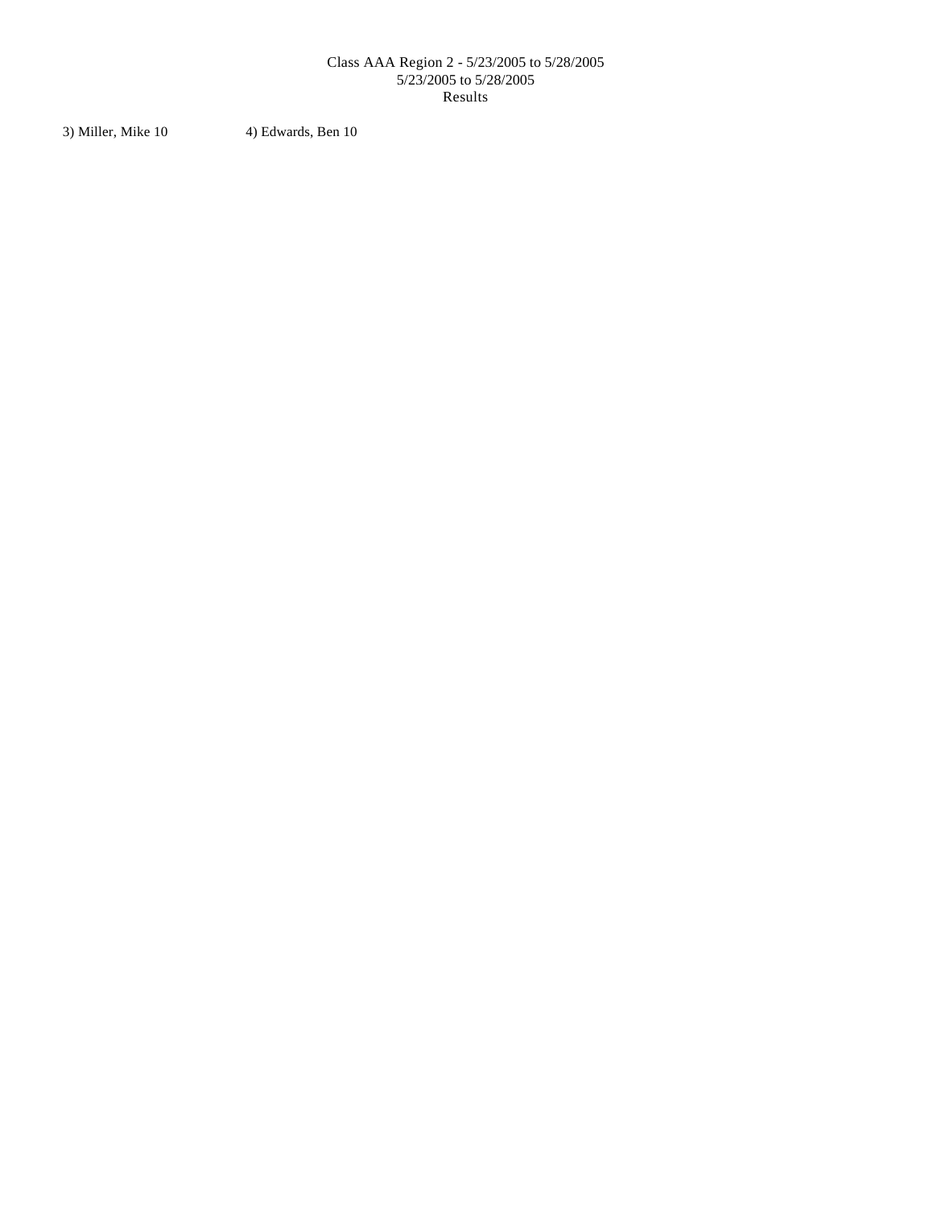3) Miller, Mike 10    4) Edwards, Ben 10